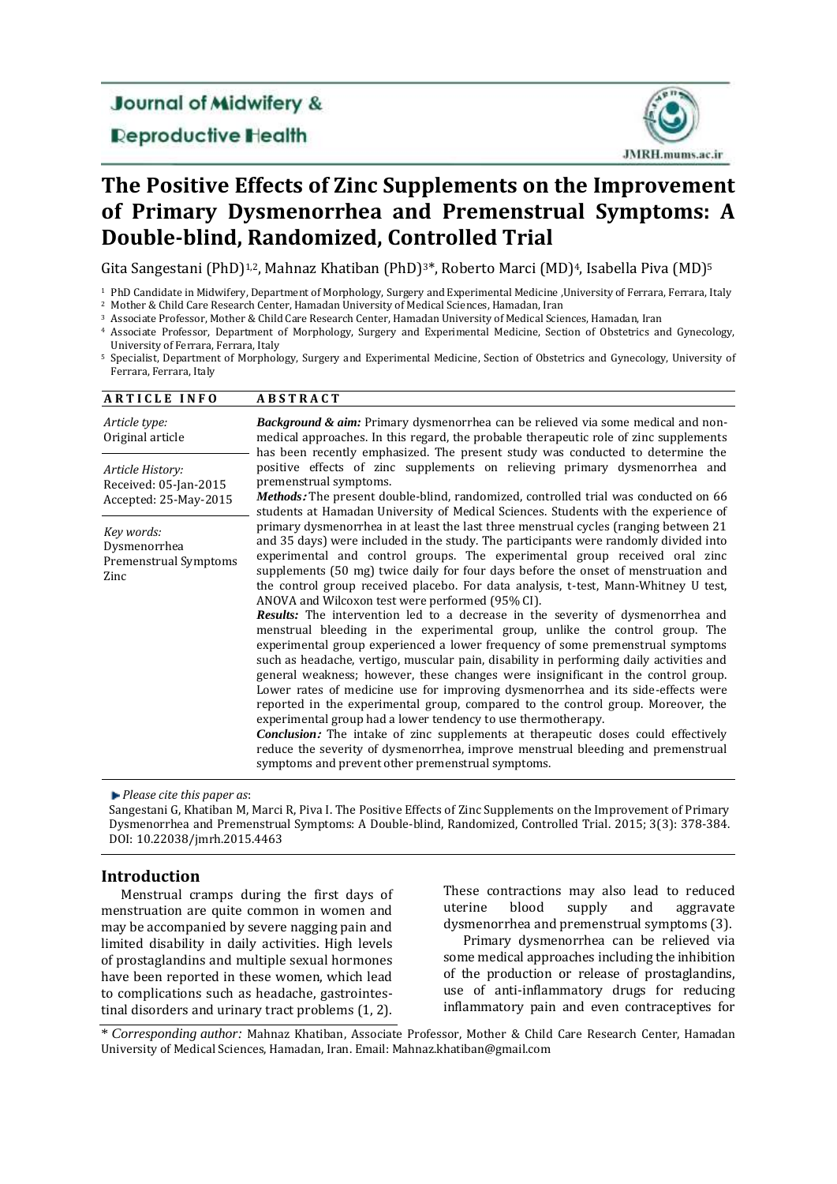Journal of Midwifery & Reproductive Health

JMRH.mums.ac.ir

# The Positive Effects of Zinc Supplements on the Improvement of Primary Dysmenorrhea and Premenstrual Symptoms: A Double-blind, Randomized, Controlled Trial

Gita Sangestani (PhD)[1,2], Mahnaz Khatiban (PhD)[3]*, Roberto Marci (MD)[4], Isabella Piva (MD)[5]

[1] PhD Candidate in Midwifery, Department of Morphology, Surgery and Experimental Medicine ,University of Ferrara, Ferrara, Italy
[2] Mother & Child Care Research Center, Hamadan University of Medical Sciences, Hamadan, Iran
[3] Associate Professor, Mother & Child Care Research Center, Hamadan University of Medical Sciences, Hamadan, Iran
[4] Associate Professor, Department of Morphology, Surgery and Experimental Medicine, Section of Obstetrics and Gynecology, University of Ferrara, Ferrara, Italy
[5] Specialist, Department of Morphology, Surgery and Experimental Medicine, Section of Obstetrics and Gynecology, University of Ferrara, Ferrara, Italy

**ARTICLE INFO**

*Article type:*
Original article

*Article History:*
Received: 05-Jan-2015
Accepted: 25-May-2015

*Key words:*
Dysmenorrhea
Premenstrual Symptoms
Zinc

**ABSTRACT**

***Background & aim:*** Primary dysmenorrhea can be relieved via some medical and non-medical approaches. In this regard, the probable therapeutic role of zinc supplements has been recently emphasized. The present study was conducted to determine the positive effects of zinc supplements on relieving primary dysmenorrhea and premenstrual symptoms.

***Methods:*** The present double-blind, randomized, controlled trial was conducted on 66 students at Hamadan University of Medical Sciences. Students with the experience of primary dysmenorrhea in at least the last three menstrual cycles (ranging between 21 and 35 days) were included in the study. The participants were randomly divided into experimental and control groups. The experimental group received oral zinc supplements (50 mg) twice daily for four days before the onset of menstruation and the control group received placebo. For data analysis, t-test, Mann-Whitney U test, ANOVA and Wilcoxon test were performed (95% CI).

***Results:*** The intervention led to a decrease in the severity of dysmenorrhea and menstrual bleeding in the experimental group, unlike the control group. The experimental group experienced a lower frequency of some premenstrual symptoms such as headache, vertigo, muscular pain, disability in performing daily activities and general weakness; however, these changes were insignificant in the control group. Lower rates of medicine use for improving dysmenorrhea and its side-effects were reported in the experimental group, compared to the control group. Moreover, the experimental group had a lower tendency to use thermotherapy.

***Conclusion:*** The intake of zinc supplements at therapeutic doses could effectively reduce the severity of dysmenorrhea, improve menstrual bleeding and premenstrual symptoms and prevent other premenstrual symptoms.

*Please cite this paper as*:
Sangestani G, Khatiban M, Marci R, Piva I. The Positive Effects of Zinc Supplements on the Improvement of Primary Dysmenorrhea and Premenstrual Symptoms: A Double-blind, Randomized, Controlled Trial. 2015; 3(3): 378-384. DOI: 10.22038/jmrh.2015.4463

## Introduction

Menstrual cramps during the first days of menstruation are quite common in women and may be accompanied by severe nagging pain and limited disability in daily activities. High levels of prostaglandins and multiple sexual hormones have been reported in these women, which lead to complications such as headache, gastrointestinal disorders and urinary tract problems (1, 2). These contractions may also lead to reduced uterine blood supply and aggravate dysmenorrhea and premenstrual symptoms (3).

Primary dysmenorrhea can be relieved via some medical approaches including the inhibition of the production or release of prostaglandins, use of anti-inflammatory drugs for reducing inflammatory pain and even contraceptives for

\* *Corresponding author:* Mahnaz Khatiban, Associate Professor, Mother & Child Care Research Center, Hamadan University of Medical Sciences, Hamadan, Iran. Email: Mahnaz.khatiban@gmail.com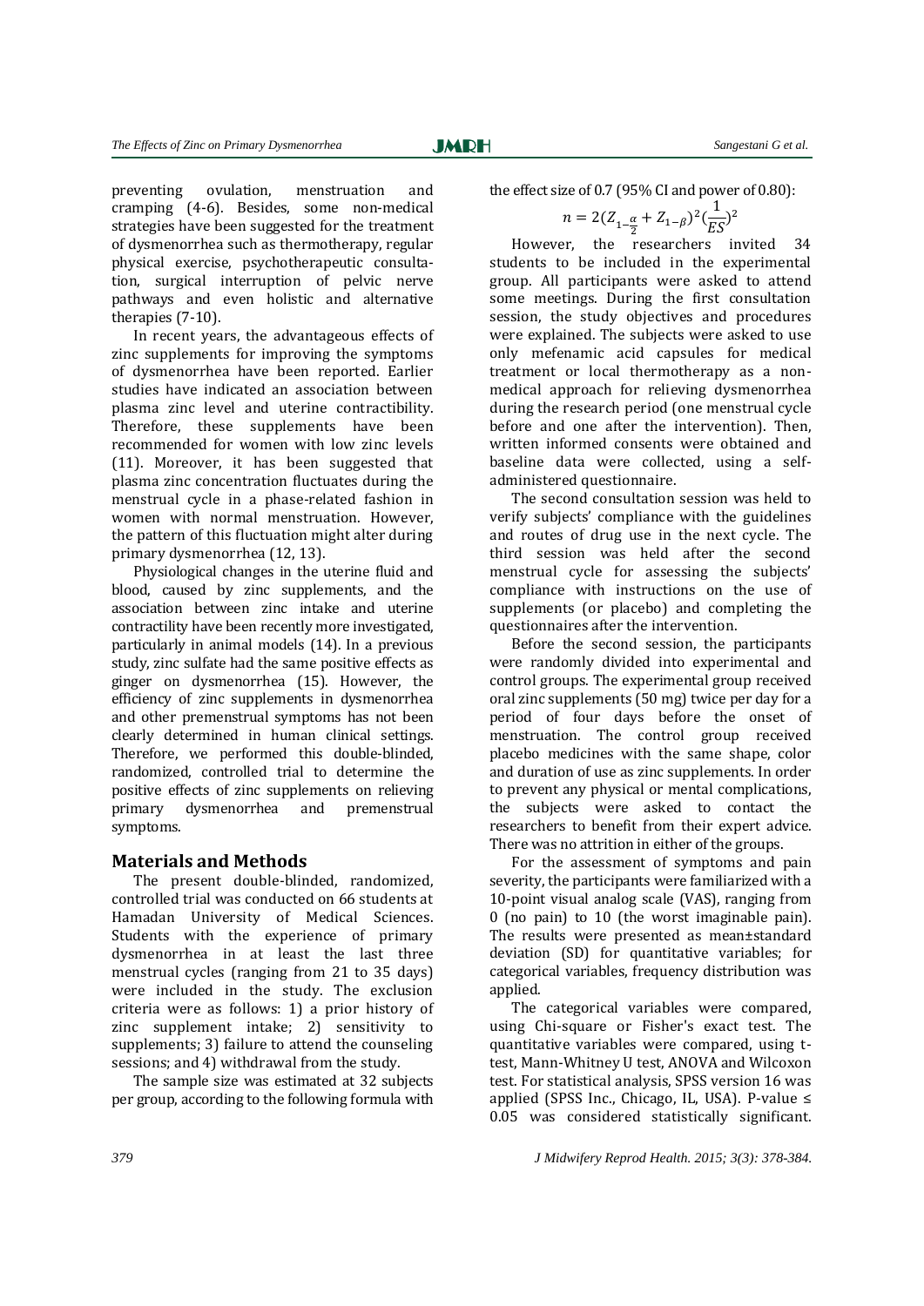preventing ovulation, menstruation and cramping (4-6). Besides, some non-medical strategies have been suggested for the treatment of dysmenorrhea such as thermotherapy, regular physical exercise, psychotherapeutic consultation, surgical interruption of pelvic nerve pathways and even holistic and alternative therapies (7-10).

In recent years, the advantageous effects of zinc supplements for improving the symptoms of dysmenorrhea have been reported. Earlier studies have indicated an association between plasma zinc level and uterine contractibility. Therefore, these supplements have been recommended for women with low zinc levels (11). Moreover, it has been suggested that plasma zinc concentration fluctuates during the menstrual cycle in a phase-related fashion in women with normal menstruation. However, the pattern of this fluctuation might alter during primary dysmenorrhea (12, 13).

Physiological changes in the uterine fluid and blood, caused by zinc supplements, and the association between zinc intake and uterine contractility have been recently more investigated, particularly in animal models (14). In a previous study, zinc sulfate had the same positive effects as ginger on dysmenorrhea (15). However, the efficiency of zinc supplements in dysmenorrhea and other premenstrual symptoms has not been clearly determined in human clinical settings. Therefore, we performed this double-blinded, randomized, controlled trial to determine the positive effects of zinc supplements on relieving primary dysmenorrhea and premenstrual symptoms.

## Materials and Methods

The present double-blinded, randomized, controlled trial was conducted on 66 students at Hamadan University of Medical Sciences. Students with the experience of primary dysmenorrhea in at least the last three menstrual cycles (ranging from 21 to 35 days) were included in the study. The exclusion criteria were as follows: 1) a prior history of zinc supplement intake; 2) sensitivity to supplements; 3) failure to attend the counseling sessions; and 4) withdrawal from the study.

The sample size was estimated at 32 subjects per group, according to the following formula with the effect size of 0.7 (95% CI and power of 0.80):

$$n = 2(Z_{1-\frac{\alpha}{2}} + Z_{1-\beta})^2(\frac{1}{ES})^2$$

However, the researchers invited 34 students to be included in the experimental group. All participants were asked to attend some meetings. During the first consultation session, the study objectives and procedures were explained. The subjects were asked to use only mefenamic acid capsules for medical treatment or local thermotherapy as a non-medical approach for relieving dysmenorrhea during the research period (one menstrual cycle before and one after the intervention). Then, written informed consents were obtained and baseline data were collected, using a self-administered questionnaire.

The second consultation session was held to verify subjects' compliance with the guidelines and routes of drug use in the next cycle. The third session was held after the second menstrual cycle for assessing the subjects' compliance with instructions on the use of supplements (or placebo) and completing the questionnaires after the intervention.

Before the second session, the participants were randomly divided into experimental and control groups. The experimental group received oral zinc supplements (50 mg) twice per day for a period of four days before the onset of menstruation. The control group received placebo medicines with the same shape, color and duration of use as zinc supplements. In order to prevent any physical or mental complications, the subjects were asked to contact the researchers to benefit from their expert advice. There was no attrition in either of the groups.

For the assessment of symptoms and pain severity, the participants were familiarized with a 10-point visual analog scale (VAS), ranging from 0 (no pain) to 10 (the worst imaginable pain). The results were presented as mean±standard deviation (SD) for quantitative variables; for categorical variables, frequency distribution was applied.

The categorical variables were compared, using Chi-square or Fisher's exact test. The quantitative variables were compared, using t-test, Mann-Whitney U test, ANOVA and Wilcoxon test. For statistical analysis, SPSS version 16 was applied (SPSS Inc., Chicago, IL, USA). P-value $\leq$ 0.05 was considered statistically significant.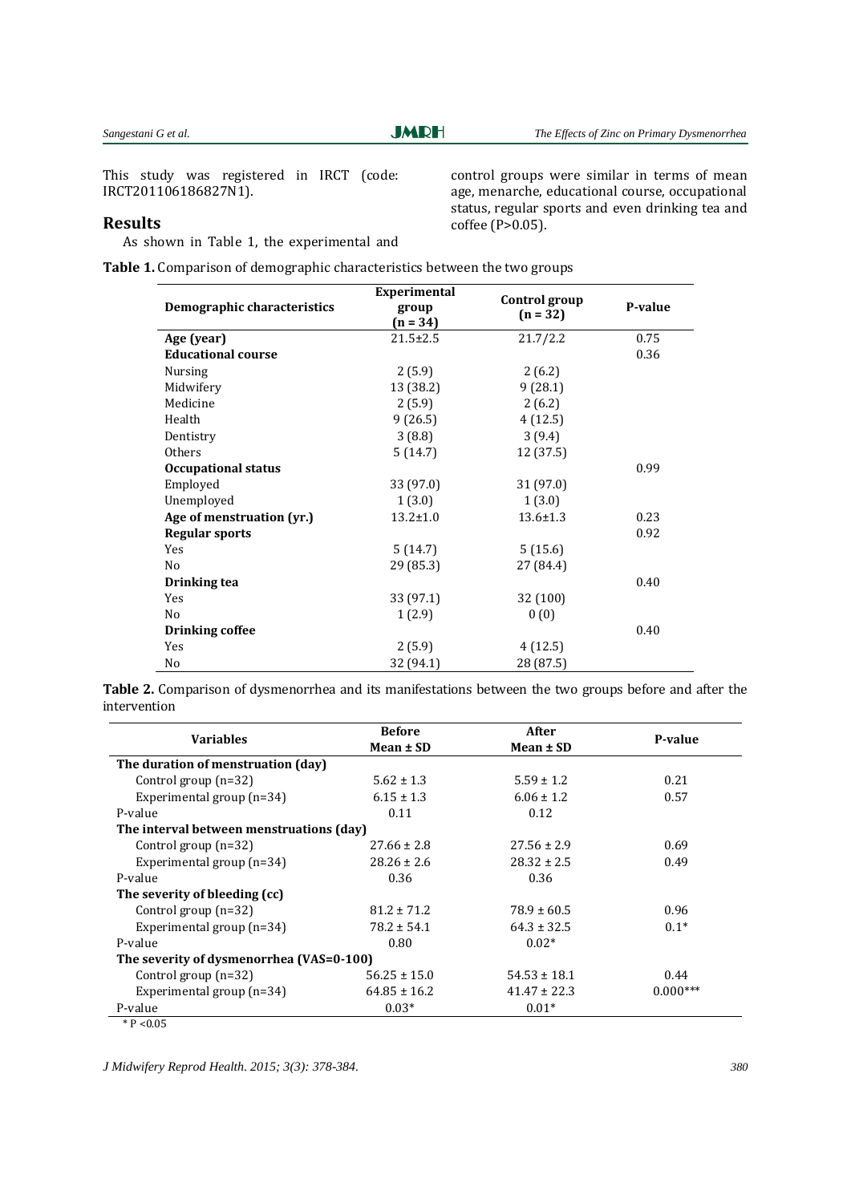This study was registered in IRCT (code: IRCT201106186827N1).

## Results

As shown in Table 1, the experimental and control groups were similar in terms of mean age, menarche, educational course, occupational status, regular sports and even drinking tea and coffee (P>0.05).

**Table 1.** Comparison of demographic characteristics between the two groups

| Demographic characteristics | Experimental group (n = 34) | Control group (n = 32) | P-value |
|---|---|---|---|
| **Age (year)** | 21.5±2.5 | 21.7/2.2 | 0.75 |
| **Educational course** | | | 0.36 |
| Nursing | 2 (5.9) | 2 (6.2) | |
| Midwifery | 13 (38.2) | 9 (28.1) | |
| Medicine | 2 (5.9) | 2 (6.2) | |
| Health | 9 (26.5) | 4 (12.5) | |
| Dentistry | 3 (8.8) | 3 (9.4) | |
| Others | 5 (14.7) | 12 (37.5) | |
| **Occupational status** | | | 0.99 |
| Employed | 33 (97.0) | 31 (97.0) | |
| Unemployed | 1 (3.0) | 1 (3.0) | |
| **Age of menstruation (yr.)** | 13.2±1.0 | 13.6±1.3 | 0.23 |
| **Regular sports** | | | 0.92 |
| Yes | 5 (14.7) | 5 (15.6) | |
| No | 29 (85.3) | 27 (84.4) | |
| **Drinking tea** | | | 0.40 |
| Yes | 33 (97.1) | 32 (100) | |
| No | 1 (2.9) | 0 (0) | |
| **Drinking coffee** | | | 0.40 |
| Yes | 2 (5.9) | 4 (12.5) | |
| No | 32 (94.1) | 28 (87.5) | |

**Table 2.** Comparison of dysmenorrhea and its manifestations between the two groups before and after the intervention

| Variables | Before Mean ± SD | After Mean ± SD | P-value |
|---|---|---|---|
| **The duration of menstruation (day)** | | | |
| Control group (n=32) | 5.62 ± 1.3 | 5.59 ± 1.2 | 0.21 |
| Experimental group (n=34) | 6.15 ± 1.3 | 6.06 ± 1.2 | 0.57 |
| P-value | 0.11 | 0.12 | |
| **The interval between menstruations (day)** | | | |
| Control group (n=32) | 27.66 ± 2.8 | 27.56 ± 2.9 | 0.69 |
| Experimental group (n=34) | 28.26 ± 2.6 | 28.32 ± 2.5 | 0.49 |
| P-value | 0.36 | 0.36 | |
| **The severity of bleeding (cc)** | | | |
| Control group (n=32) | 81.2 ± 71.2 | 78.9 ± 60.5 | 0.96 |
| Experimental group (n=34) | 78.2 ± 54.1 | 64.3 ± 32.5 | 0.1* |
| P-value | 0.80 | 0.02* | |
| **The severity of dysmenorrhea (VAS=0-100)** | | | |
| Control group (n=32) | 56.25 ± 15.0 | 54.53 ± 18.1 | 0.44 |
| Experimental group (n=34) | 64.85 ± 16.2 | 41.47 ± 22.3 | 0.000*** |
| P-value | 0.03* | 0.01* | |

* P <0.05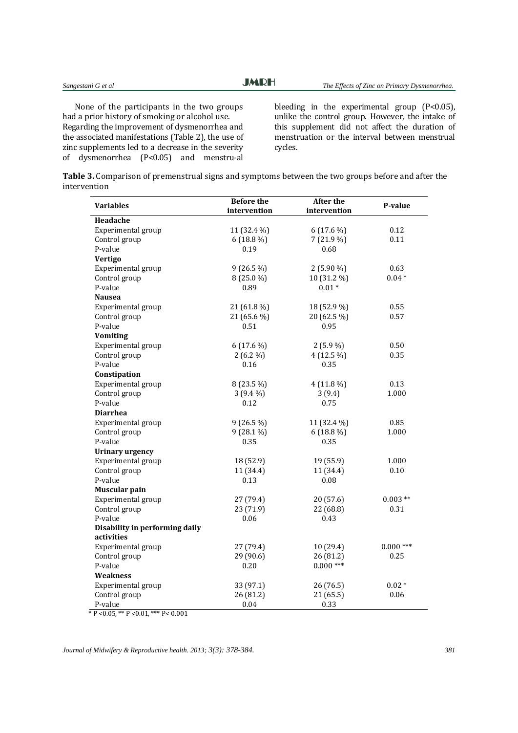None of the participants in the two groups had a prior history of smoking or alcohol use. Regarding the improvement of dysmenorrhea and the associated manifestations (Table 2), the use of zinc supplements led to a decrease in the severity of dysmenorrhea (P<0.05) and menstru-al bleeding in the experimental group (P<0.05), unlike the control group. However, the intake of this supplement did not affect the duration of menstruation or the interval between menstrual cycles.

**Table 3.** Comparison of premenstrual signs and symptoms between the two groups before and after the intervention

| Variables | Before the intervention | After the intervention | P-value |
|---|---|---|---|
| **Headache** | | | |
| Experimental group | 11 (32.4 %) | 6 (17.6 %) | 0.12 |
| Control group | 6 (18.8 %) | 7 (21.9 %) | 0.11 |
| P-value | 0.19 | 0.68 | |
| **Vertigo** | | | |
| Experimental group | 9 (26.5 %) | 2 (5.90 %) | 0.63 |
| Control group | 8 (25.0 %) | 10 (31.2 %) | 0.04 * |
| P-value | 0.89 | 0.01 * | |
| **Nausea** | | | |
| Experimental group | 21 (61.8 %) | 18 (52.9 %) | 0.55 |
| Control group | 21 (65.6 %) | 20 (62.5 %) | 0.57 |
| P-value | 0.51 | 0.95 | |
| **Vomiting** | | | |
| Experimental group | 6 (17.6 %) | 2 (5.9 %) | 0.50 |
| Control group | 2 (6.2 %) | 4 (12.5 %) | 0.35 |
| P-value | 0.16 | 0.35 | |
| **Constipation** | | | |
| Experimental group | 8 (23.5 %) | 4 (11.8 %) | 0.13 |
| Control group | 3 (9.4 %) | 3 (9.4) | 1.000 |
| P-value | 0.12 | 0.75 | |
| **Diarrhea** | | | |
| Experimental group | 9 (26.5 %) | 11 (32.4 %) | 0.85 |
| Control group | 9 (28.1 %) | 6 (18.8 %) | 1.000 |
| P-value | 0.35 | 0.35 | |
| **Urinary urgency** | | | |
| Experimental group | 18 (52.9) | 19 (55.9) | 1.000 |
| Control group | 11 (34.4) | 11 (34.4) | 0.10 |
| P-value | 0.13 | 0.08 | |
| **Muscular pain** | | | |
| Experimental group | 27 (79.4) | 20 (57.6) | 0.003 ** |
| Control group | 23 (71.9) | 22 (68.8) | 0.31 |
| P-value | 0.06 | 0.43 | |
| **Disability in performing daily activities** | | | |
| Experimental group | 27 (79.4) | 10 (29.4) | 0.000 *** |
| Control group | 29 (90.6) | 26 (81.2) | 0.25 |
| P-value | 0.20 | 0.000 *** | |
| **Weakness** | | | |
| Experimental group | 33 (97.1) | 26 (76.5) | 0.02 * |
| Control group | 26 (81.2) | 21 (65.5) | 0.06 |
| P-value | 0.04 | 0.33 | |

* P <0.05, ** P <0.01, *** P< 0.001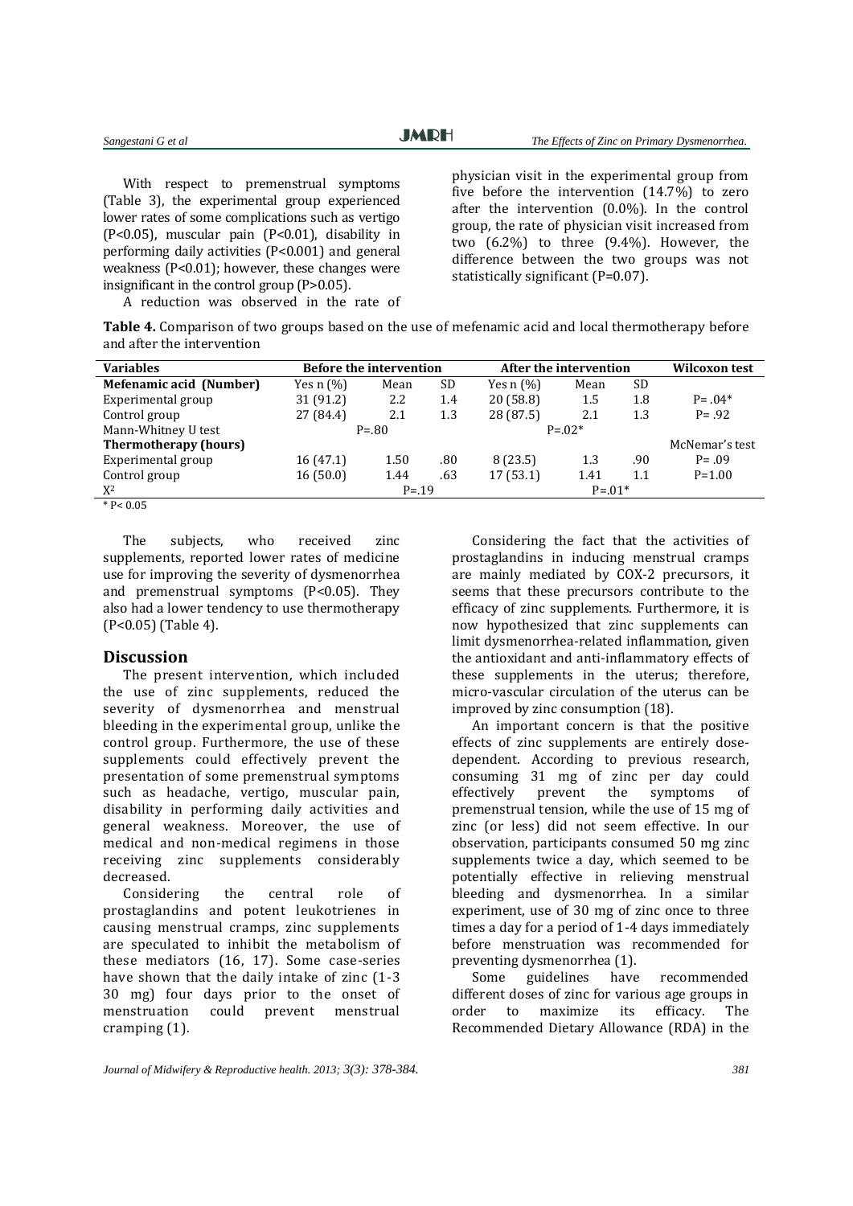With respect to premenstrual symptoms (Table 3), the experimental group experienced lower rates of some complications such as vertigo ($P<0.05$), muscular pain ($P<0.01$), disability in performing daily activities ($P<0.001$) and general weakness ($P<0.01$); however, these changes were insignificant in the control group ($P>0.05$).

A reduction was observed in the rate of physician visit in the experimental group from five before the intervention (14.7%) to zero after the intervention (0.0%). In the control group, the rate of physician visit increased from two (6.2%) to three (9.4%). However, the difference between the two groups was not statistically significant (P=0.07).

**Table 4.** Comparison of two groups based on the use of mefenamic acid and local thermotherapy before and after the intervention

| Variables | Before the intervention | | | After the intervention | | | Wilcoxon test |
|---|---|---|---|---|---|---|---|
| | Yes n (%) | Mean | SD | Yes n (%) | Mean | SD | |
| **Mefenamic acid (Number)** | | | | | | | |
| Experimental group | 31 (91.2) | 2.2 | 1.4 | 20 (58.8) | 1.5 | 1.8 | P= .04* |
| Control group | 27 (84.4) | 2.1 | 1.3 | 28 (87.5) | 2.1 | 1.3 | P= .92 |
| Mann-Whitney U test | P=.80 | | | P=.02* | | | |
| **Thermotherapy (hours)** | | | | | | | McNemar's test |
| Experimental group | 16 (47.1) | 1.50 | .80 | 8 (23.5) | 1.3 | .90 | P= .09 |
| Control group | 16 (50.0) | 1.44 | .63 | 17 (53.1) | 1.41 | 1.1 | P=1.00 |
| $X^2$ | P=.19 | | | P=.01* | | | |

* P< 0.05

The subjects, who received zinc supplements, reported lower rates of medicine use for improving the severity of dysmenorrhea and premenstrual symptoms ($P<0.05$). They also had a lower tendency to use thermotherapy ($P<0.05$) (Table 4).

## Discussion

The present intervention, which included the use of zinc supplements, reduced the severity of dysmenorrhea and menstrual bleeding in the experimental group, unlike the control group. Furthermore, the use of these supplements could effectively prevent the presentation of some premenstrual symptoms such as headache, vertigo, muscular pain, disability in performing daily activities and general weakness. Moreover, the use of medical and non-medical regimens in those receiving zinc supplements considerably decreased.

Considering the central role of prostaglandins and potent leukotrienes in causing menstrual cramps, zinc supplements are speculated to inhibit the metabolism of these mediators (16, 17). Some case-series have shown that the daily intake of zinc (1-3 30 mg) four days prior to the onset of menstruation could prevent menstrual cramping (1).

Considering the fact that the activities of prostaglandins in inducing menstrual cramps are mainly mediated by COX-2 precursors, it seems that these precursors contribute to the efficacy of zinc supplements. Furthermore, it is now hypothesized that zinc supplements can limit dysmenorrhea-related inflammation, given the antioxidant and anti-inflammatory effects of these supplements in the uterus; therefore, micro-vascular circulation of the uterus can be improved by zinc consumption (18).

An important concern is that the positive effects of zinc supplements are entirely dose-dependent. According to previous research, consuming 31 mg of zinc per day could effectively prevent the symptoms of premenstrual tension, while the use of 15 mg of zinc (or less) did not seem effective. In our observation, participants consumed 50 mg zinc supplements twice a day, which seemed to be potentially effective in relieving menstrual bleeding and dysmenorrhea. In a similar experiment, use of 30 mg of zinc once to three times a day for a period of 1-4 days immediately before menstruation was recommended for preventing dysmenorrhea (1).

Some guidelines have recommended different doses of zinc for various age groups in order to maximize its efficacy. The Recommended Dietary Allowance (RDA) in the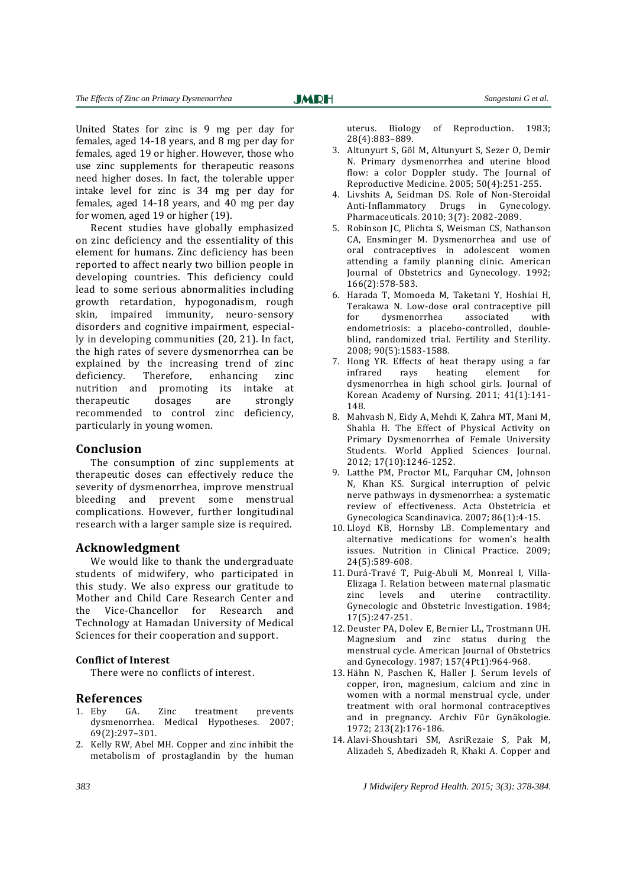United States for zinc is 9 mg per day for females, aged 14-18 years, and 8 mg per day for females, aged 19 or higher. However, those who use zinc supplements for therapeutic reasons need higher doses. In fact, the tolerable upper intake level for zinc is 34 mg per day for females, aged 14-18 years, and 40 mg per day for women, aged 19 or higher (19).

Recent studies have globally emphasized on zinc deficiency and the essentiality of this element for humans. Zinc deficiency has been reported to affect nearly two billion people in developing countries. This deficiency could lead to some serious abnormalities including growth retardation, hypogonadism, rough skin, impaired immunity, neuro-sensory disorders and cognitive impairment, especially in developing communities (20, 21). In fact, the high rates of severe dysmenorrhea can be explained by the increasing trend of zinc deficiency. Therefore, enhancing zinc nutrition and promoting its intake at therapeutic dosages are strongly recommended to control zinc deficiency, particularly in young women.

## Conclusion

The consumption of zinc supplements at therapeutic doses can effectively reduce the severity of dysmenorrhea, improve menstrual bleeding and prevent some menstrual complications. However, further longitudinal research with a larger sample size is required.

## Acknowledgment

We would like to thank the undergraduate students of midwifery, who participated in this study. We also express our gratitude to Mother and Child Care Research Center and the Vice-Chancellor for Research and Technology at Hamadan University of Medical Sciences for their cooperation and support.

### Conflict of Interest

There were no conflicts of interest.

## References

1. Eby GA. Zinc treatment prevents dysmenorrhea. Medical Hypotheses. 2007; 69(2):297–301.
2. Kelly RW, Abel MH. Copper and zinc inhibit the metabolism of prostaglandin by the human uterus. Biology of Reproduction. 1983; 28(4):883–889.
3. Altunyurt S, Göl M, Altunyurt S, Sezer O, Demir N. Primary dysmenorrhea and uterine blood flow: a color Doppler study. The Journal of Reproductive Medicine. 2005; 50(4):251-255.
4. Livshits A, Seidman DS. Role of Non-Steroidal Anti-Inflammatory Drugs in Gynecology. Pharmaceuticals. 2010; 3(7): 2082-2089.
5. Robinson JC, Plichta S, Weisman CS, Nathanson CA, Ensminger M. Dysmenorrhea and use of oral contraceptives in adolescent women attending a family planning clinic. American Journal of Obstetrics and Gynecology. 1992; 166(2):578-583.
6. Harada T, Momoeda M, Taketani Y, Hoshiai H, Terakawa N. Low-dose oral contraceptive pill for dysmenorrhea associated with endometriosis: a placebo-controlled, double-blind, randomized trial. Fertility and Sterility. 2008; 90(5):1583-1588.
7. Hong YR. Effects of heat therapy using a far infrared rays heating element for dysmenorrhea in high school girls. Journal of Korean Academy of Nursing. 2011; 41(1):141-148.
8. Mahvash N, Eidy A, Mehdi K, Zahra MT, Mani M, Shahla H. The Effect of Physical Activity on Primary Dysmenorrhea of Female University Students. World Applied Sciences Journal. 2012; 17(10):1246-1252.
9. Latthe PM, Proctor ML, Farquhar CM, Johnson N, Khan KS. Surgical interruption of pelvic nerve pathways in dysmenorrhea: a systematic review of effectiveness. Acta Obstetricia et Gynecologica Scandinavica. 2007; 86(1):4-15.
10. Lloyd KB, Hornsby LB. Complementary and alternative medications for women's health issues. Nutrition in Clinical Practice. 2009; 24(5):589-608.
11. Durá-Travé T, Puig-Abuli M, Monreal I, Villa-Elizaga I. Relation between maternal plasmatic zinc levels and uterine contractility. Gynecologic and Obstetric Investigation. 1984; 17(5):247-251.
12. Deuster PA, Dolev E, Bernier LL, Trostmann UH. Magnesium and zinc status during the menstrual cycle. American Journal of Obstetrics and Gynecology. 1987; 157(4Pt1):964-968.
13. Hähn N, Paschen K, Haller J. Serum levels of copper, iron, magnesium, calcium and zinc in women with a normal menstrual cycle, under treatment with oral hormonal contraceptives and in pregnancy. Archiv Für Gynäkologie. 1972; 213(2):176-186.
14. Alavi-Shoushtari SM, AsriRezaie S, Pak M, Alizadeh S, Abedizadeh R, Khaki A. Copper and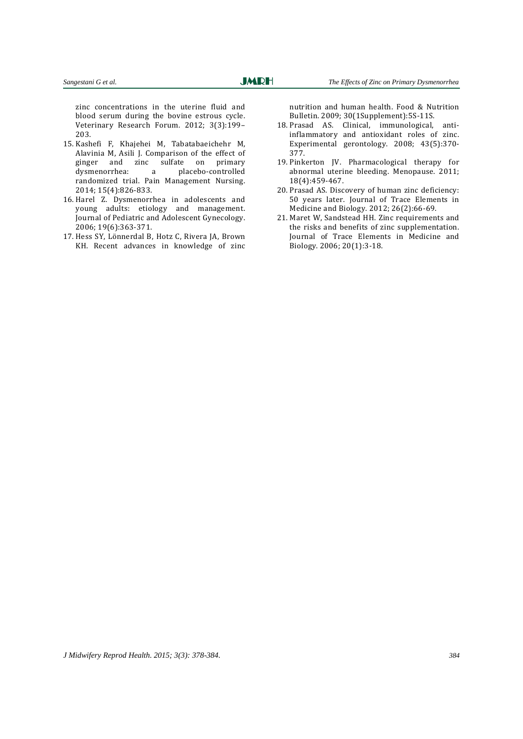zinc concentrations in the uterine fluid and blood serum during the bovine estrous cycle. Veterinary Research Forum. 2012; 3(3):199–203.

15. Kashefi F, Khajehei M, Tabatabaeichehr M, Alavinia M, Asili J. Comparison of the effect of ginger and zinc sulfate on primary dysmenorrhea: a placebo-controlled randomized trial. Pain Management Nursing. 2014; 15(4):826-833.
16. Harel Z. Dysmenorrhea in adolescents and young adults: etiology and management. Journal of Pediatric and Adolescent Gynecology. 2006; 19(6):363-371.
17. Hess SY, Lönnerdal B, Hotz C, Rivera JA, Brown KH. Recent advances in knowledge of zinc nutrition and human health. Food & Nutrition Bulletin. 2009; 30(1Supplement):5S-11S.
18. Prasad AS. Clinical, immunological, anti-inflammatory and antioxidant roles of zinc. Experimental gerontology. 2008; 43(5):370-377.
19. Pinkerton JV. Pharmacological therapy for abnormal uterine bleeding. Menopause. 2011; 18(4):459-467.
20. Prasad AS. Discovery of human zinc deficiency: 50 years later. Journal of Trace Elements in Medicine and Biology. 2012; 26(2):66-69.
21. Maret W, Sandstead HH. Zinc requirements and the risks and benefits of zinc supplementation. Journal of Trace Elements in Medicine and Biology. 2006; 20(1):3-18.